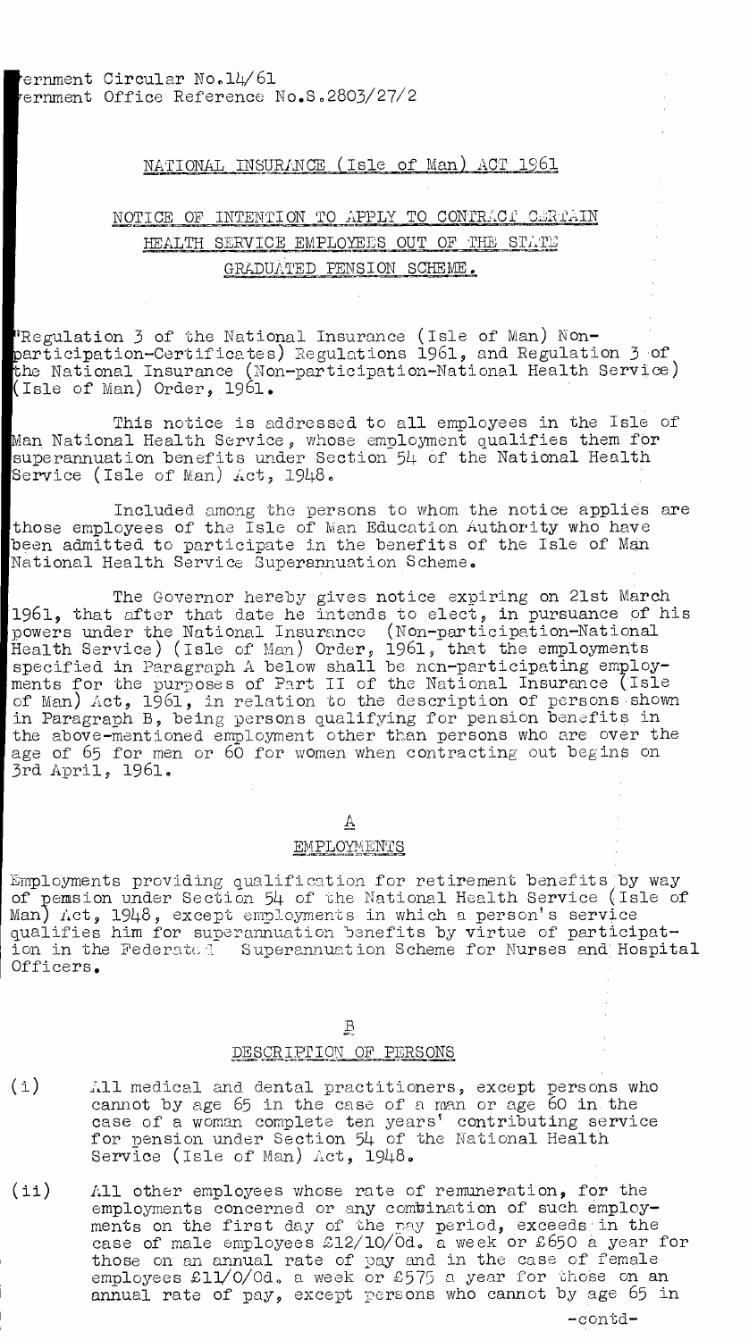ernment Circular No.14/61
ernment Office Reference No.S.2803/27/2

## NATIONAL INSURANCE (Isle of Man) ACT 1961

## NOTICE OF INTENTION TO APPLY TO CONTRACT CERTAIN HEALTH SERVICE EMPLOYEES OUT OF THE STATE GRADUATED PENSION SCHEME.

"Regulation 3 of the National Insurance (Isle of Man) Non-participation-Certificates) Regulations 1961, and Regulation 3 of the National Insurance (Non-participation-National Health Service) (Isle of Man) Order, 1961.

This notice is addressed to all employees in the Isle of Man National Health Service, whose employment qualifies them for superannuation benefits under Section 54 of the National Health Service (Isle of Man) Act, 1948.

Included among the persons to whom the notice applies are those employees of the Isle of Man Education Authority who have been admitted to participate in the benefits of the Isle of Man National Health Service Superannuation Scheme.

The Governor hereby gives notice expiring on 21st March 1961, that after that date he intends to elect, in pursuance of his powers under the National Insurance (Non-participation-National Health Service) (Isle of Man) Order, 1961, that the employments specified in Paragraph A below shall be non-participating employments for the purposes of Part II of the National Insurance (Isle of Man) Act, 1961, in relation to the description of persons shown in Paragraph B, being persons qualifying for pension benefits in the above-mentioned employment other than persons who are over the age of 65 for men or 60 for women when contracting out begins on 3rd April, 1961.

### A
### EMPLOYMENTS

Employments providing qualification for retirement benefits by way of pension under Section 54 of the National Health Service (Isle of Man) Act, 1948, except employments in which a person's service qualifies him for superannuation benefits by virtue of participation in the Federated Superannuation Scheme for Nurses and Hospital Officers.

### B
### DESCRIPTION OF PERSONS

(i) All medical and dental practitioners, except persons who cannot by age 65 in the case of a man or age 60 in the case of a woman complete ten years' contributing service for pension under Section 54 of the National Health Service (Isle of Man) Act, 1948.

(ii) All other employees whose rate of remuneration, for the employments concerned or any combination of such employments on the first day of the pay period, exceeds in the case of male employees £12/10/0d. a week or £650 a year for those on an annual rate of pay and in the case of female employees £11/0/0d. a week or £575 a year for those on an annual rate of pay, except persons who cannot by age 65 in

-contd-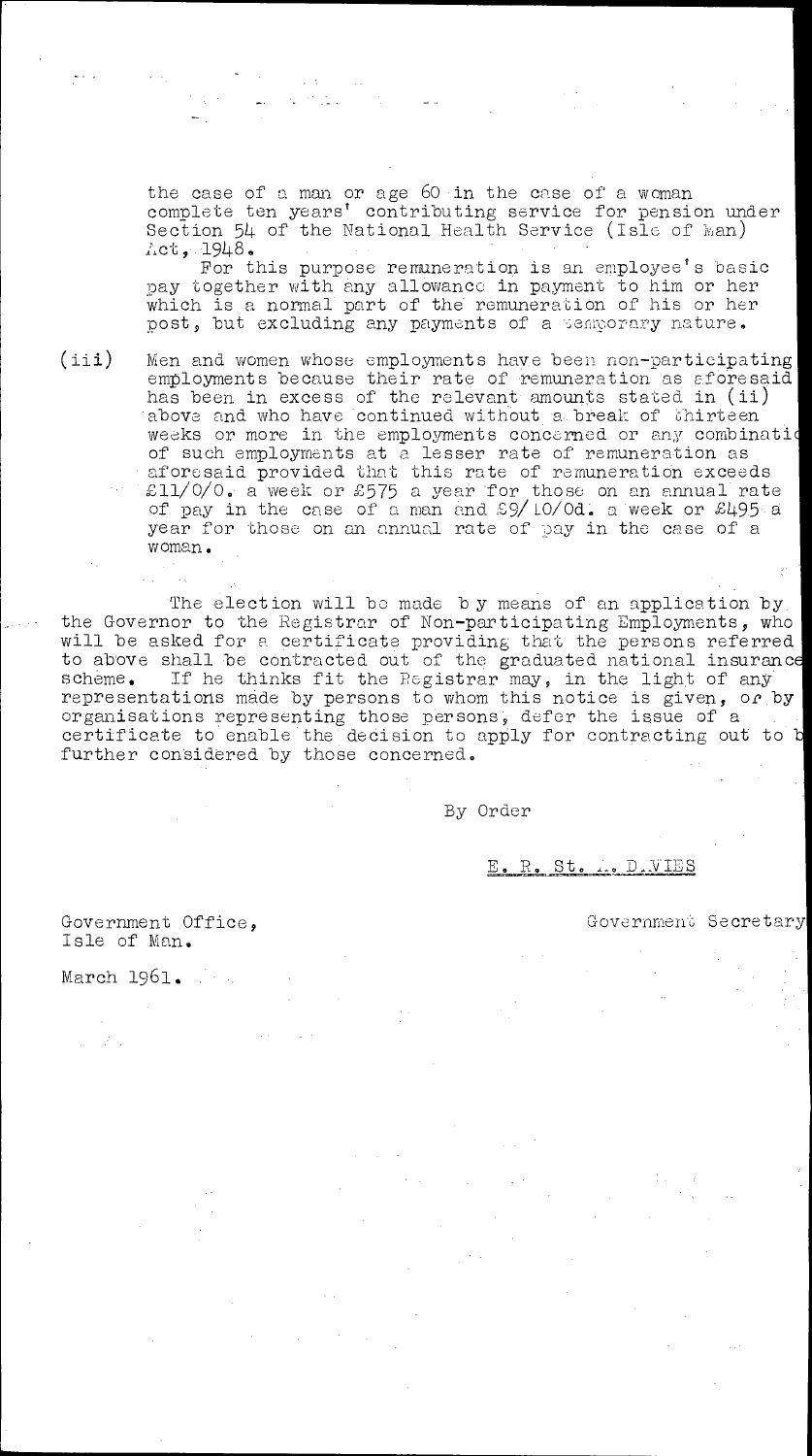the case of a man or age 60 in the case of a woman complete ten years' contributing service for pension under Section 54 of the National Health Service (Isle of Man) Act, 1948.

For this purpose remuneration is an employee's basic pay together with any allowance in payment to him or her which is a normal part of the remuneration of his or her post, but excluding any payments of a temporary nature.

(iii) Men and women whose employments have been non-participating employments because their rate of remuneration as aforesaid has been in excess of the relevant amounts stated in (ii) above and who have continued without a break of thirteen weeks or more in the employments concerned or any combinatio of such employments at a lesser rate of remuneration as aforesaid provided that this rate of remuneration exceeds £11/0/0. a week or £575 a year for those on an annual rate of pay in the case of a man and £9/10/0d. a week or £495 a year for those on an annual rate of pay in the case of a woman.

The election will be made by means of an application by the Governor to the Registrar of Non-participating Employments, who will be asked for a certificate providing that the persons referred to above shall be contracted out of the graduated national insurance scheme. If he thinks fit the Registrar may, in the light of any representations made by persons to whom this notice is given, or by organisations representing those persons, defer the issue of a certificate to enable the decision to apply for contracting out to b further considered by those concerned.

By Order

E. R. St. A. DAVIES

Government Secretary

Government Office,
Isle of Man.

March 1961.